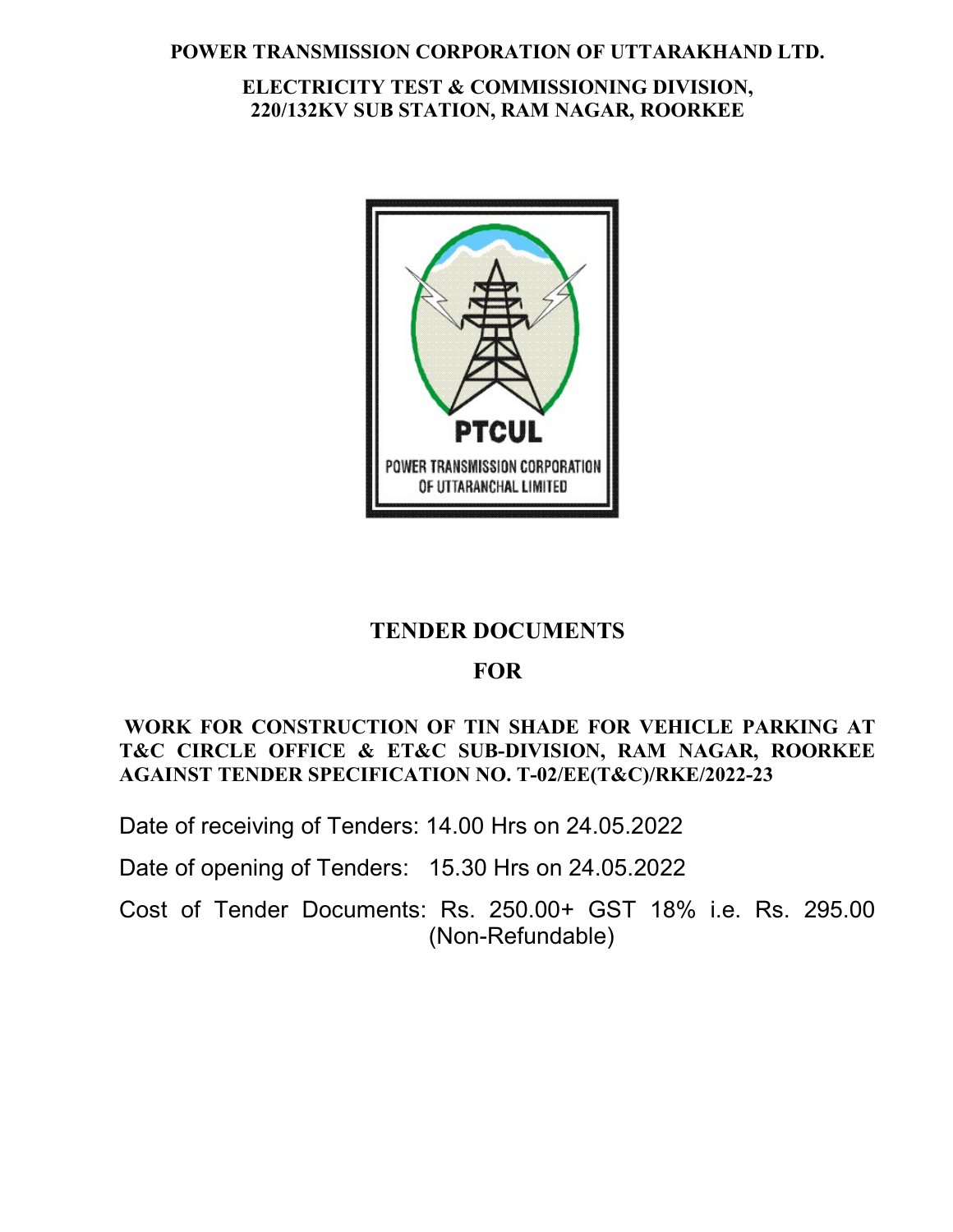**POWER TRANSMISSION CORPORATION OF UTTARAKHAND LTD.**

**ELECTRICITY TEST & COMMISSIONING DIVISION,**
**220/132KV SUB STATION, RAM NAGAR, ROORKEE**

PTCUL
POWER TRANSMISSION CORPORATION OF UTTARANCHAL LIMITED

# TENDER DOCUMENTS

# FOR

**WORK FOR CONSTRUCTION OF TIN SHADE FOR VEHICLE PARKING AT T&C CIRCLE OFFICE & ET&C SUB-DIVISION, RAM NAGAR, ROORKEE AGAINST TENDER SPECIFICATION NO. T-02/EE(T&C)/RKE/2022-23**

Date of receiving of Tenders: 14.00 Hrs on 24.05.2022

Date of opening of Tenders: 15.30 Hrs on 24.05.2022

Cost of Tender Documents: Rs. 250.00+ GST 18% i.e. Rs. 295.00 (Non-Refundable)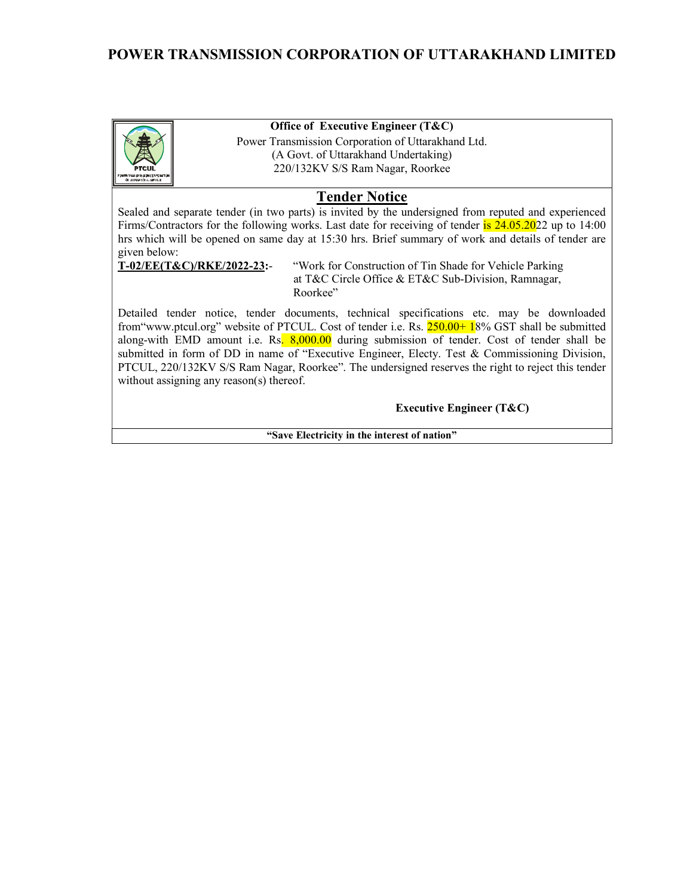# POWER TRANSMISSION CORPORATION OF UTTARAKHAND LIMITED

**Office of Executive Engineer (T&C)**

Power Transmission Corporation of Uttarakhand Ltd.
(A Govt. of Uttarakhand Undertaking)
220/132KV S/S Ram Nagar, Roorkee

## Tender Notice

Sealed and separate tender (in two parts) is invited by the undersigned from reputed and experienced Firms/Contractors for the following works. Last date for receiving of tender is 24.05.2022 up to 14:00 hrs which will be opened on same day at 15:30 hrs. Brief summary of work and details of tender are given below:

**T-02/EE(T&C)/RKE/2022-23**:- "Work for Construction of Tin Shade for Vehicle Parking at T&C Circle Office & ET&C Sub-Division, Ramnagar, Roorkee"

Detailed tender notice, tender documents, technical specifications etc. may be downloaded from"www.ptcul.org" website of PTCUL. Cost of tender i.e. Rs. 250.00+ 18% GST shall be submitted along-with EMD amount i.e. Rs. 8,000.00 during submission of tender. Cost of tender shall be submitted in form of DD in name of "Executive Engineer, Electy. Test & Commissioning Division, PTCUL, 220/132KV S/S Ram Nagar, Roorkee". The undersigned reserves the right to reject this tender without assigning any reason(s) thereof.

**Executive Engineer (T&C)**

**"Save Electricity in the interest of nation"**